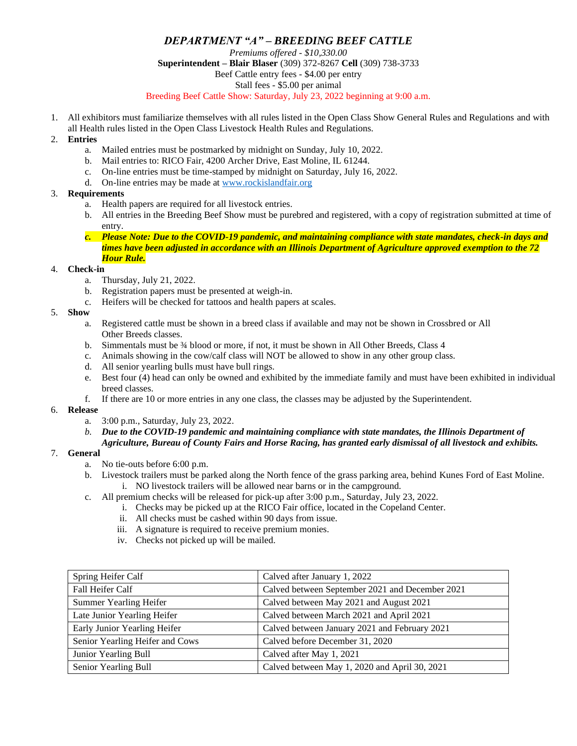# *DEPARTMENT "A" – BREEDING BEEF CATTLE*

*Premiums offered - $10,330.00*

**Superintendent – Blair Blaser** (309) 372-8267 **Cell** (309) 738-3733

Beef Cattle entry fees - $4.00 per entry

Stall fees - $5.00 per animal

Breeding Beef Cattle Show: Saturday, July 23, 2022 beginning at 9:00 a.m.

1. All exhibitors must familiarize themselves with all rules listed in the Open Class Show General Rules and Regulations and with all Health rules listed in the Open Class Livestock Health Rules and Regulations.
2. **Entries**
    a. Mailed entries must be postmarked by midnight on Sunday, July 10, 2022.
    b. Mail entries to: RICO Fair, 4200 Archer Drive, East Moline, IL 61244.
    c. On-line entries must be time-stamped by midnight on Saturday, July 16, 2022.
    d. On-line entries may be made at www.rockislandfair.org
3. **Requirements**
    a. Health papers are required for all livestock entries.
    b. All entries in the Breeding Beef Show must be purebred and registered, with a copy of registration submitted at time of entry.
    c. ***Please Note: Due to the COVID-19 pandemic, and maintaining compliance with state mandates, check-in days and times have been adjusted in accordance with an Illinois Department of Agriculture approved exemption to the 72 Hour Rule.***
4. **Check-in**
    a. Thursday, July 21, 2022.
    b. Registration papers must be presented at weigh-in.
    c. Heifers will be checked for tattoos and health papers at scales.
5. **Show**
    a. Registered cattle must be shown in a breed class if available and may not be shown in Crossbred or All Other Breeds classes.
    b. Simmentals must be ¾ blood or more, if not, it must be shown in All Other Breeds, Class 4
    c. Animals showing in the cow/calf class will NOT be allowed to show in any other group class.
    d. All senior yearling bulls must have bull rings.
    e. Best four (4) head can only be owned and exhibited by the immediate family and must have been exhibited in individual breed classes.
    f. If there are 10 or more entries in any one class, the classes may be adjusted by the Superintendent.
6. **Release**
    a. 3:00 p.m., Saturday, July 23, 2022.
    b. ***Due to the COVID-19 pandemic and maintaining compliance with state mandates, the Illinois Department of Agriculture, Bureau of County Fairs and Horse Racing, has granted early dismissal of all livestock and exhibits.***
7. **General**
    a. No tie-outs before 6:00 p.m.
    b. Livestock trailers must be parked along the North fence of the grass parking area, behind Kunes Ford of East Moline.
        i. NO livestock trailers will be allowed near barns or in the campground.
    c. All premium checks will be released for pick-up after 3:00 p.m., Saturday, July 23, 2022.
        i. Checks may be picked up at the RICO Fair office, located in the Copeland Center.
        ii. All checks must be cashed within 90 days from issue.
        iii. A signature is required to receive premium monies.
        iv. Checks not picked up will be mailed.

| Class | Calving Date |
|---|---|
| Spring Heifer Calf | Calved after January 1, 2022 |
| Fall Heifer Calf | Calved between September 2021 and December 2021 |
| Summer Yearling Heifer | Calved between May 2021 and August 2021 |
| Late Junior Yearling Heifer | Calved between March 2021 and April 2021 |
| Early Junior Yearling Heifer | Calved between January 2021 and February 2021 |
| Senior Yearling Heifer and Cows | Calved before December 31, 2020 |
| Junior Yearling Bull | Calved after May 1, 2021 |
| Senior Yearling Bull | Calved between May 1, 2020 and April 30, 2021 |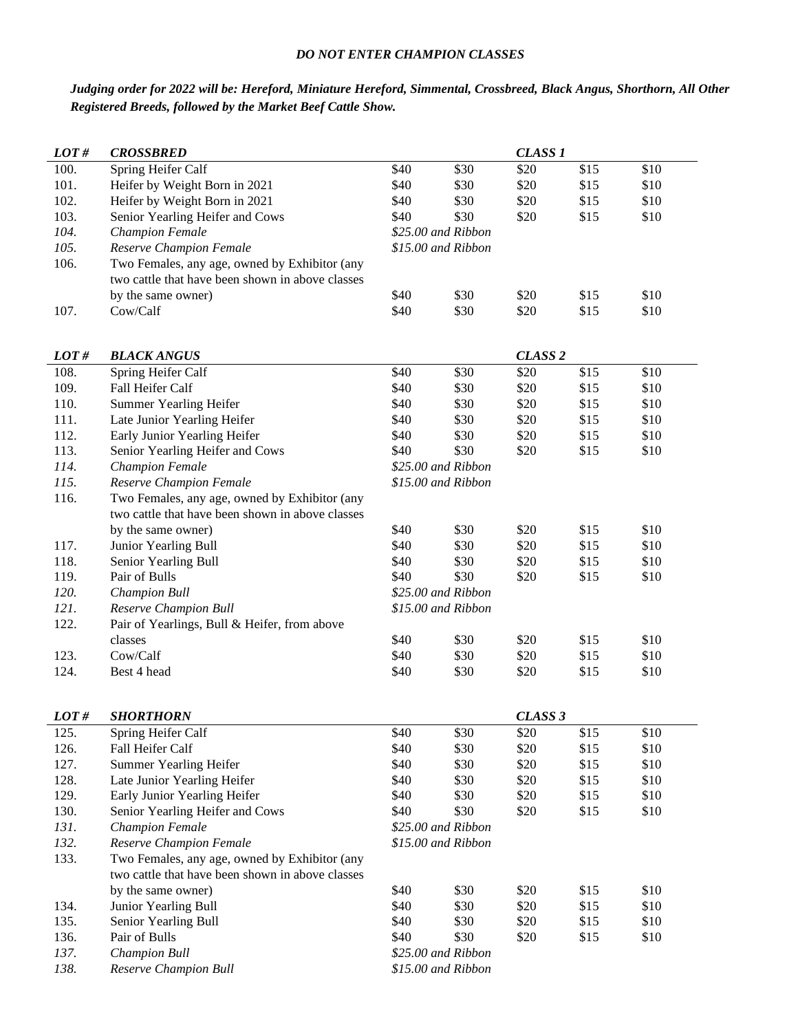***DO NOT ENTER CHAMPION CLASSES***

***Judging order for 2022 will be: Hereford, Miniature Hereford, Simmental, Crossbreed, Black Angus, Shorthorn, All Other Registered Breeds, followed by the Market Beef Cattle Show.***

| *LOT #* | *CROSSBRED* | | | *CLASS 1* | | |
|---|---|---|---|---|---|---|
| 100. | Spring Heifer Calf | $40 | $30 | $20 | $15 | $10 |
| 101. | Heifer by Weight Born in 2021 | $40 | $30 | $20 | $15 | $10 |
| 102. | Heifer by Weight Born in 2021 | $40 | $30 | $20 | $15 | $10 |
| 103. | Senior Yearling Heifer and Cows | $40 | $30 | $20 | $15 | $10 |
| *104.* | *Champion Female* | *$25.00 and Ribbon* | | | | |
| *105.* | *Reserve Champion Female* | *$15.00 and Ribbon* | | | | |
| 106. | Two Females, any age, owned by Exhibitor (any two cattle that have been shown in above classes by the same owner) | $40 | $30 | $20 | $15 | $10 |
| 107. | Cow/Calf | $40 | $30 | $20 | $15 | $10 |

| *LOT #* | *BLACK ANGUS* | | | *CLASS 2* | | |
|---|---|---|---|---|---|---|
| 108. | Spring Heifer Calf | $40 | $30 | $20 | $15 | $10 |
| 109. | Fall Heifer Calf | $40 | $30 | $20 | $15 | $10 |
| 110. | Summer Yearling Heifer | $40 | $30 | $20 | $15 | $10 |
| 111. | Late Junior Yearling Heifer | $40 | $30 | $20 | $15 | $10 |
| 112. | Early Junior Yearling Heifer | $40 | $30 | $20 | $15 | $10 |
| 113. | Senior Yearling Heifer and Cows | $40 | $30 | $20 | $15 | $10 |
| *114.* | *Champion Female* | *$25.00 and Ribbon* | | | | |
| *115.* | *Reserve Champion Female* | *$15.00 and Ribbon* | | | | |
| 116. | Two Females, any age, owned by Exhibitor (any two cattle that have been shown in above classes by the same owner) | $40 | $30 | $20 | $15 | $10 |
| 117. | Junior Yearling Bull | $40 | $30 | $20 | $15 | $10 |
| 118. | Senior Yearling Bull | $40 | $30 | $20 | $15 | $10 |
| 119. | Pair of Bulls | $40 | $30 | $20 | $15 | $10 |
| *120.* | *Champion Bull* | *$25.00 and Ribbon* | | | | |
| *121.* | *Reserve Champion Bull* | *$15.00 and Ribbon* | | | | |
| 122. | Pair of Yearlings, Bull & Heifer, from above classes | $40 | $30 | $20 | $15 | $10 |
| 123. | Cow/Calf | $40 | $30 | $20 | $15 | $10 |
| 124. | Best 4 head | $40 | $30 | $20 | $15 | $10 |

| *LOT #* | *SHORTHORN* | | | *CLASS 3* | | |
|---|---|---|---|---|---|---|
| 125. | Spring Heifer Calf | $40 | $30 | $20 | $15 | $10 |
| 126. | Fall Heifer Calf | $40 | $30 | $20 | $15 | $10 |
| 127. | Summer Yearling Heifer | $40 | $30 | $20 | $15 | $10 |
| 128. | Late Junior Yearling Heifer | $40 | $30 | $20 | $15 | $10 |
| 129. | Early Junior Yearling Heifer | $40 | $30 | $20 | $15 | $10 |
| 130. | Senior Yearling Heifer and Cows | $40 | $30 | $20 | $15 | $10 |
| *131.* | *Champion Female* | *$25.00 and Ribbon* | | | | |
| *132.* | *Reserve Champion Female* | *$15.00 and Ribbon* | | | | |
| 133. | Two Females, any age, owned by Exhibitor (any two cattle that have been shown in above classes by the same owner) | $40 | $30 | $20 | $15 | $10 |
| 134. | Junior Yearling Bull | $40 | $30 | $20 | $15 | $10 |
| 135. | Senior Yearling Bull | $40 | $30 | $20 | $15 | $10 |
| 136. | Pair of Bulls | $40 | $30 | $20 | $15 | $10 |
| *137.* | *Champion Bull* | *$25.00 and Ribbon* | | | | |
| *138.* | *Reserve Champion Bull* | *$15.00 and Ribbon* | | | | |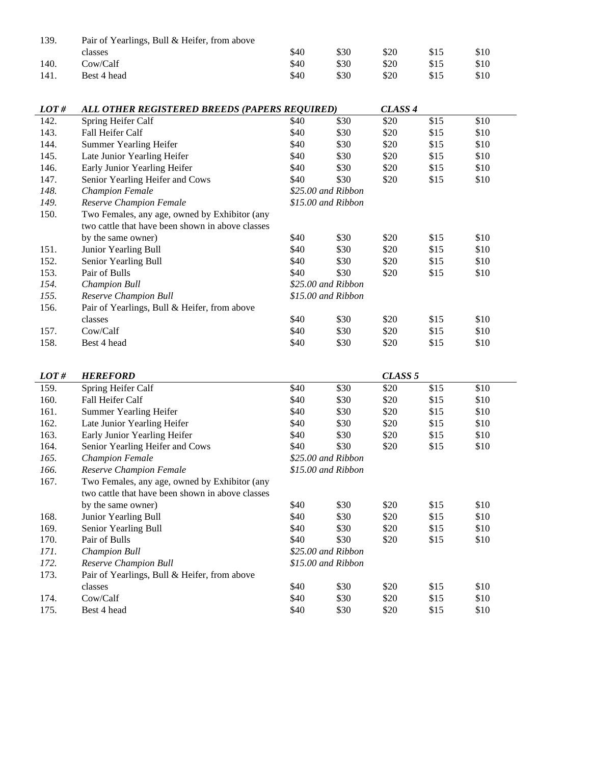| | | | | | | |
|---|---|---|---|---|---|---|
| 139. | Pair of Yearlings, Bull & Heifer, from above classes | $40 | $30 | $20 | $15 | $10 |
| 140. | Cow/Calf | $40 | $30 | $20 | $15 | $10 |
| 141. | Best 4 head | $40 | $30 | $20 | $15 | $10 |

| ***LOT #*** | ***ALL OTHER REGISTERED BREEDS (PAPERS REQUIRED)*** | | | ***CLASS 4*** | | |
|---|---|---|---|---|---|---|
| 142. | Spring Heifer Calf | $40 | $30 | $20 | $15 | $10 |
| 143. | Fall Heifer Calf | $40 | $30 | $20 | $15 | $10 |
| 144. | Summer Yearling Heifer | $40 | $30 | $20 | $15 | $10 |
| 145. | Late Junior Yearling Heifer | $40 | $30 | $20 | $15 | $10 |
| 146. | Early Junior Yearling Heifer | $40 | $30 | $20 | $15 | $10 |
| 147. | Senior Yearling Heifer and Cows | $40 | $30 | $20 | $15 | $10 |
| *148.* | *Champion Female* | *$25.00 and Ribbon* | | | | |
| *149.* | *Reserve Champion Female* | *$15.00 and Ribbon* | | | | |
| 150. | Two Females, any age, owned by Exhibitor (any two cattle that have been shown in above classes by the same owner) | $40 | $30 | $20 | $15 | $10 |
| 151. | Junior Yearling Bull | $40 | $30 | $20 | $15 | $10 |
| 152. | Senior Yearling Bull | $40 | $30 | $20 | $15 | $10 |
| 153. | Pair of Bulls | $40 | $30 | $20 | $15 | $10 |
| *154.* | *Champion Bull* | *$25.00 and Ribbon* | | | | |
| *155.* | *Reserve Champion Bull* | *$15.00 and Ribbon* | | | | |
| 156. | Pair of Yearlings, Bull & Heifer, from above classes | $40 | $30 | $20 | $15 | $10 |
| 157. | Cow/Calf | $40 | $30 | $20 | $15 | $10 |
| 158. | Best 4 head | $40 | $30 | $20 | $15 | $10 |

| ***LOT #*** | ***HEREFORD*** | | | ***CLASS 5*** | | |
|---|---|---|---|---|---|---|
| 159. | Spring Heifer Calf | $40 | $30 | $20 | $15 | $10 |
| 160. | Fall Heifer Calf | $40 | $30 | $20 | $15 | $10 |
| 161. | Summer Yearling Heifer | $40 | $30 | $20 | $15 | $10 |
| 162. | Late Junior Yearling Heifer | $40 | $30 | $20 | $15 | $10 |
| 163. | Early Junior Yearling Heifer | $40 | $30 | $20 | $15 | $10 |
| 164. | Senior Yearling Heifer and Cows | $40 | $30 | $20 | $15 | $10 |
| *165.* | *Champion Female* | *$25.00 and Ribbon* | | | | |
| *166.* | *Reserve Champion Female* | *$15.00 and Ribbon* | | | | |
| 167. | Two Females, any age, owned by Exhibitor (any two cattle that have been shown in above classes by the same owner) | $40 | $30 | $20 | $15 | $10 |
| 168. | Junior Yearling Bull | $40 | $30 | $20 | $15 | $10 |
| 169. | Senior Yearling Bull | $40 | $30 | $20 | $15 | $10 |
| 170. | Pair of Bulls | $40 | $30 | $20 | $15 | $10 |
| *171.* | *Champion Bull* | *$25.00 and Ribbon* | | | | |
| *172.* | *Reserve Champion Bull* | *$15.00 and Ribbon* | | | | |
| 173. | Pair of Yearlings, Bull & Heifer, from above classes | $40 | $30 | $20 | $15 | $10 |
| 174. | Cow/Calf | $40 | $30 | $20 | $15 | $10 |
| 175. | Best 4 head | $40 | $30 | $20 | $15 | $10 |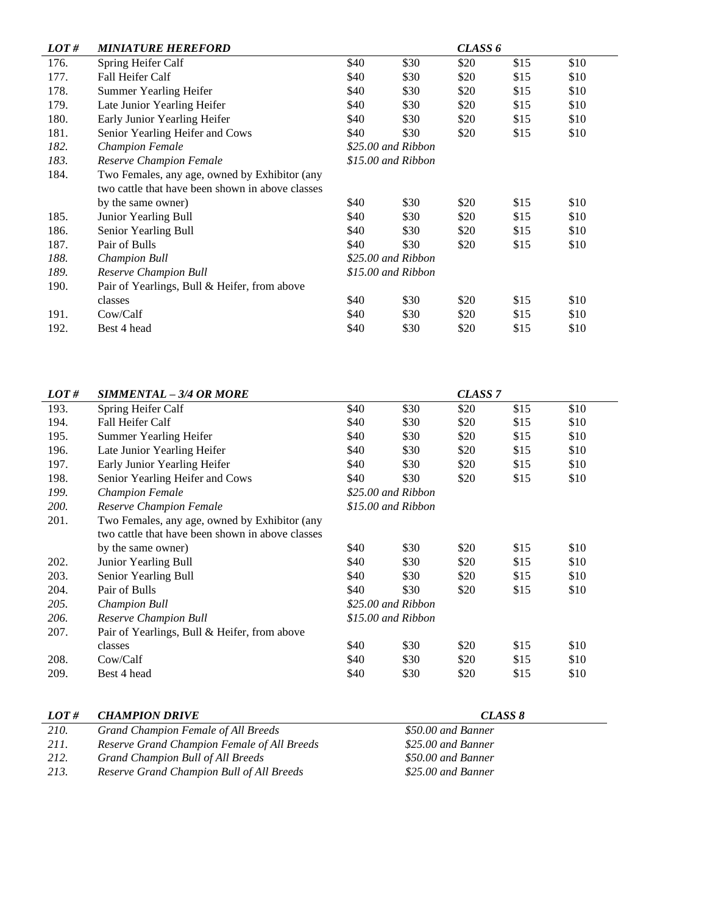| *LOT #* | *MINIATURE HEREFORD* | | | *CLASS 6* | | |
|---|---|---|---|---|---|---|
| 176. | Spring Heifer Calf | $40 | $30 | $20 | $15 | $10 |
| 177. | Fall Heifer Calf | $40 | $30 | $20 | $15 | $10 |
| 178. | Summer Yearling Heifer | $40 | $30 | $20 | $15 | $10 |
| 179. | Late Junior Yearling Heifer | $40 | $30 | $20 | $15 | $10 |
| 180. | Early Junior Yearling Heifer | $40 | $30 | $20 | $15 | $10 |
| 181. | Senior Yearling Heifer and Cows | $40 | $30 | $20 | $15 | $10 |
| *182.* | *Champion Female* | *$25.00 and Ribbon* | | | | |
| *183.* | *Reserve Champion Female* | *$15.00 and Ribbon* | | | | |
| 184. | Two Females, any age, owned by Exhibitor (any two cattle that have been shown in above classes by the same owner) | $40 | $30 | $20 | $15 | $10 |
| 185. | Junior Yearling Bull | $40 | $30 | $20 | $15 | $10 |
| 186. | Senior Yearling Bull | $40 | $30 | $20 | $15 | $10 |
| 187. | Pair of Bulls | $40 | $30 | $20 | $15 | $10 |
| *188.* | *Champion Bull* | *$25.00 and Ribbon* | | | | |
| *189.* | *Reserve Champion Bull* | *$15.00 and Ribbon* | | | | |
| 190. | Pair of Yearlings, Bull & Heifer, from above classes | $40 | $30 | $20 | $15 | $10 |
| 191. | Cow/Calf | $40 | $30 | $20 | $15 | $10 |
| 192. | Best 4 head | $40 | $30 | $20 | $15 | $10 |

| *LOT #* | *SIMMENTAL – 3/4 OR MORE* | | | *CLASS 7* | | |
|---|---|---|---|---|---|---|
| 193. | Spring Heifer Calf | $40 | $30 | $20 | $15 | $10 |
| 194. | Fall Heifer Calf | $40 | $30 | $20 | $15 | $10 |
| 195. | Summer Yearling Heifer | $40 | $30 | $20 | $15 | $10 |
| 196. | Late Junior Yearling Heifer | $40 | $30 | $20 | $15 | $10 |
| 197. | Early Junior Yearling Heifer | $40 | $30 | $20 | $15 | $10 |
| 198. | Senior Yearling Heifer and Cows | $40 | $30 | $20 | $15 | $10 |
| *199.* | *Champion Female* | *$25.00 and Ribbon* | | | | |
| *200.* | *Reserve Champion Female* | *$15.00 and Ribbon* | | | | |
| 201. | Two Females, any age, owned by Exhibitor (any two cattle that have been shown in above classes by the same owner) | $40 | $30 | $20 | $15 | $10 |
| 202. | Junior Yearling Bull | $40 | $30 | $20 | $15 | $10 |
| 203. | Senior Yearling Bull | $40 | $30 | $20 | $15 | $10 |
| 204. | Pair of Bulls | $40 | $30 | $20 | $15 | $10 |
| *205.* | *Champion Bull* | *$25.00 and Ribbon* | | | | |
| *206.* | *Reserve Champion Bull* | *$15.00 and Ribbon* | | | | |
| 207. | Pair of Yearlings, Bull & Heifer, from above classes | $40 | $30 | $20 | $15 | $10 |
| 208. | Cow/Calf | $40 | $30 | $20 | $15 | $10 |
| 209. | Best 4 head | $40 | $30 | $20 | $15 | $10 |

| *LOT #* | *CHAMPION DRIVE* | *CLASS 8* |
|---|---|---|
| *210.* | *Grand Champion Female of All Breeds* | *$50.00 and Banner* |
| *211.* | *Reserve Grand Champion Female of All Breeds* | *$25.00 and Banner* |
| *212.* | *Grand Champion Bull of All Breeds* | *$50.00 and Banner* |
| *213.* | *Reserve Grand Champion Bull of All Breeds* | *$25.00 and Banner* |